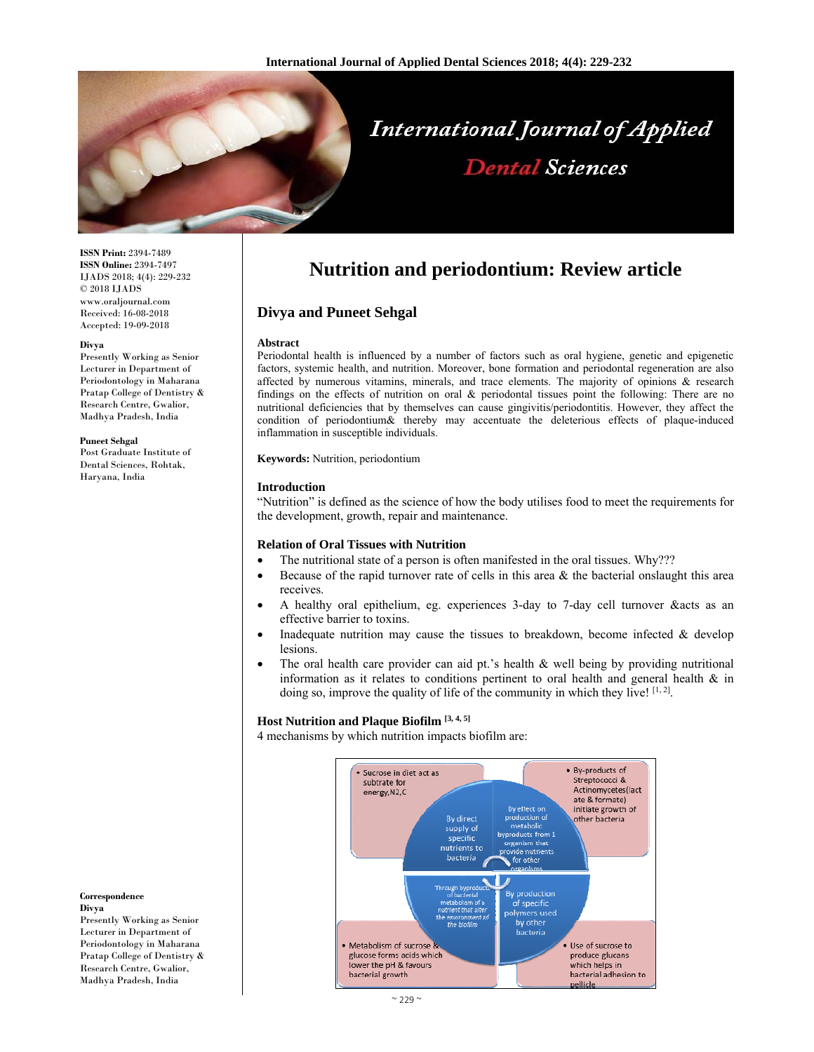**ISSN Print:** 2394-7489
**ISSN Online:** 2394-7497
IJADS 2018; 4(4): 229-232
© 2018 IJADS
www.oraljournal.com
Received: 16-08-2018
Accepted: 19-09-2018

**Divya**
Presently Working as Senior Lecturer in Department of Periodontology in Maharana Pratap College of Dentistry & Research Centre, Gwalior, Madhya Pradesh, India

**Puneet Sehgal**
Post Graduate Institute of Dental Sciences, Rohtak, Haryana, India

**Correspondence**
**Divya**
Presently Working as Senior Lecturer in Department of Periodontology in Maharana Pratap College of Dentistry & Research Centre, Gwalior, Madhya Pradesh, India

# Nutrition and periodontium: Review article

## Divya and Puneet Sehgal

### Abstract

Periodontal health is influenced by a number of factors such as oral hygiene, genetic and epigenetic factors, systemic health, and nutrition. Moreover, bone formation and periodontal regeneration are also affected by numerous vitamins, minerals, and trace elements. The majority of opinions & research findings on the effects of nutrition on oral & periodontal tissues point the following: There are no nutritional deficiencies that by themselves can cause gingivitis/periodontitis. However, they affect the condition of periodontium& thereby may accentuate the deleterious effects of plaque-induced inflammation in susceptible individuals.

**Keywords:** Nutrition, periodontium

### Introduction

"Nutrition" is defined as the science of how the body utilises food to meet the requirements for the development, growth, repair and maintenance.

### Relation of Oral Tissues with Nutrition

- The nutritional state of a person is often manifested in the oral tissues. Why???
- Because of the rapid turnover rate of cells in this area & the bacterial onslaught this area receives.
- A healthy oral epithelium, eg. experiences 3-day to 7-day cell turnover &acts as an effective barrier to toxins.
- Inadequate nutrition may cause the tissues to breakdown, become infected & develop lesions.
- The oral health care provider can aid pt.'s health & well being by providing nutritional information as it relates to conditions pertinent to oral health and general health & in doing so, improve the quality of life of the community in which they live! [1, 2].

### Host Nutrition and Plaque Biofilm [3, 4, 5]

4 mechanisms by which nutrition impacts biofilm are:

- By direct supply of specific nutrients to bacteria — Sucrose in diet act as subtrate for energy,N2,C
- By effect on production of metabolic byproducts from 1 organism that provide nutrients for other organisms — By-products of Streptococci & Actinomycetes(lactate & formate) initiate growth of other bacteria
- Through byproducts of bacterial metabolism of a nutrient that alter the environment of the biofilm — Metabolism of sucrose & glucose forms acids which lower the pH & favours bacterial growth
- By production of specific polymers used by other bacteria — Use of sucrose to produce glucans which helps in bacterial adhesion to pellicle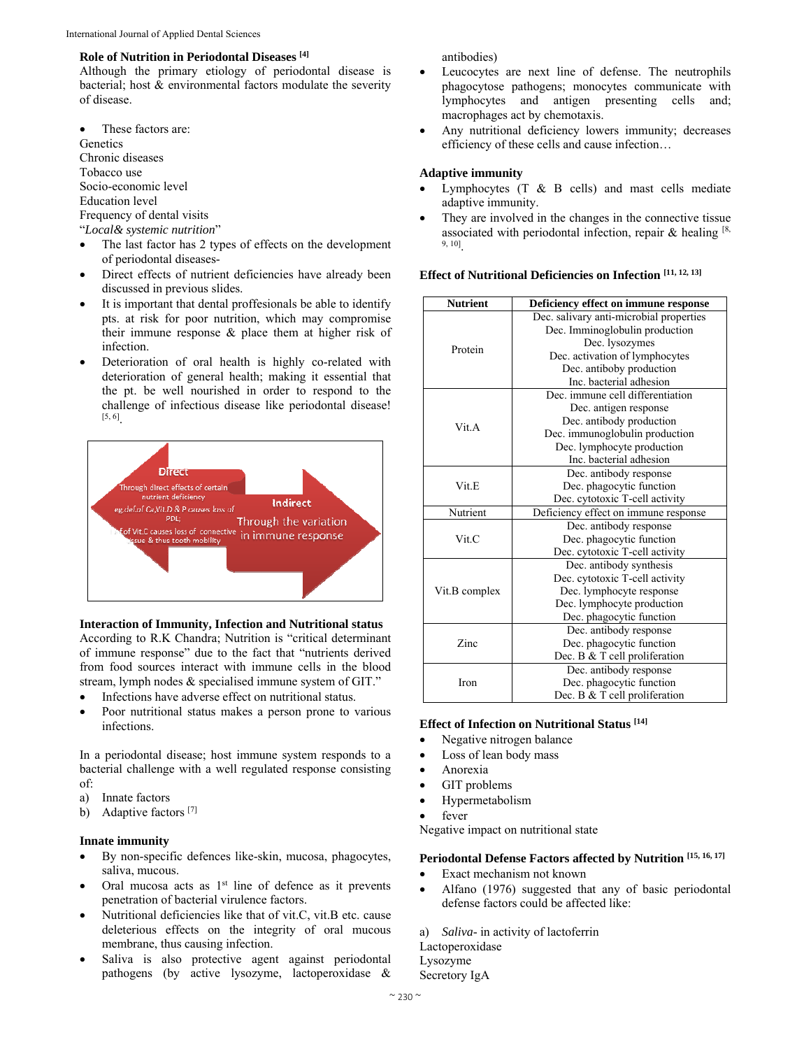### Role of Nutrition in Periodontal Diseases [4]

Although the primary etiology of periodontal disease is bacterial; host & environmental factors modulate the severity of disease.

- These factors are:

Genetics
Chronic diseases
Tobacco use
Socio-economic level
Education level
Frequency of dental visits
"*Local& systemic nutrition*"

- The last factor has 2 types of effects on the development of periodontal diseases-
- Direct effects of nutrient deficiencies have already been discussed in previous slides.
- It is important that dental proffesionals be able to identify pts. at risk for poor nutrition, which may compromise their immune response & place them at higher risk of infection.
- Deterioration of oral health is highly co-related with deterioration of general health; making it essential that the pt. be well nourished in order to respond to the challenge of infectious disease like periodontal disease! [5, 6].

Direct
Through direct effects of certain nutrient deficiency
eg.def.of Ca,Vit.D & P causes loss of PDL;
def.of Vit.C causes loss of connective tissue & thus tooth mobility

Indirect
Through the variation in immune response

### Interaction of Immunity, Infection and Nutritional status

According to R.K Chandra; Nutrition is "critical determinant of immune response" due to the fact that "nutrients derived from food sources interact with immune cells in the blood stream, lymph nodes & specialised immune system of GIT."

- Infections have adverse effect on nutritional status.
- Poor nutritional status makes a person prone to various infections.

In a periodontal disease; host immune system responds to a bacterial challenge with a well regulated response consisting of:

a) Innate factors
b) Adaptive factors [7]

### Innate immunity

- By non-specific defences like-skin, mucosa, phagocytes, saliva, mucous.
- Oral mucosa acts as 1st line of defence as it prevents penetration of bacterial virulence factors.
- Nutritional deficiencies like that of vit.C, vit.B etc. cause deleterious effects on the integrity of oral mucous membrane, thus causing infection.
- Saliva is also protective agent against periodontal pathogens (by active lysozyme, lactoperoxidase & antibodies)
- Leucocytes are next line of defense. The neutrophils phagocytose pathogens; monocytes communicate with lymphocytes and antigen presenting cells and; macrophages act by chemotaxis.
- Any nutritional deficiency lowers immunity; decreases efficiency of these cells and cause infection…

### Adaptive immunity

- Lymphocytes (T & B cells) and mast cells mediate adaptive immunity.
- They are involved in the changes in the connective tissue associated with periodontal infection, repair & healing [8, 9, 10].

### Effect of Nutritional Deficiencies on Infection [11, 12, 13]

| Nutrient | Deficiency effect on immune response |
|---|---|
| Protein | Dec. salivary anti-microbial properties<br>Dec. Imminoglobulin production<br>Dec. lysozymes<br>Dec. activation of lymphocytes<br>Dec. antiboby production<br>Inc. bacterial adhesion |
| Vit.A | Dec. immune cell differentiation<br>Dec. antigen response<br>Dec. antibody production<br>Dec. immunoglobulin production<br>Dec. lymphocyte production<br>Inc. bacterial adhesion |
| Vit.E | Dec. antibody response<br>Dec. phagocytic function<br>Dec. cytotoxic T-cell activity |
| Nutrient | Deficiency effect on immune response |
| Vit.C | Dec. antibody response<br>Dec. phagocytic function<br>Dec. cytotoxic T-cell activity |
| Vit.B complex | Dec. antibody synthesis<br>Dec. cytotoxic T-cell activity<br>Dec. lymphocytic response<br>Dec. lymphocyte production<br>Dec. phagocytic function |
| Zinc | Dec. antibody response<br>Dec. phagocytic function<br>Dec. B & T cell proliferation |
| Iron | Dec. antibody response<br>Dec. phagocytic function<br>Dec. B & T cell proliferation |

### Effect of Infection on Nutritional Status [14]

- Negative nitrogen balance
- Loss of lean body mass
- Anorexia
- GIT problems
- Hypermetabolism
- fever

Negative impact on nutritional state

### Periodontal Defense Factors affected by Nutrition [15, 16, 17]

- Exact mechanism not known
- Alfano (1976) suggested that any of basic periodontal defense factors could be affected like:

a) *Saliva*- in activity of lactoferrin
Lactoperoxidase
Lysozyme
Secretory IgA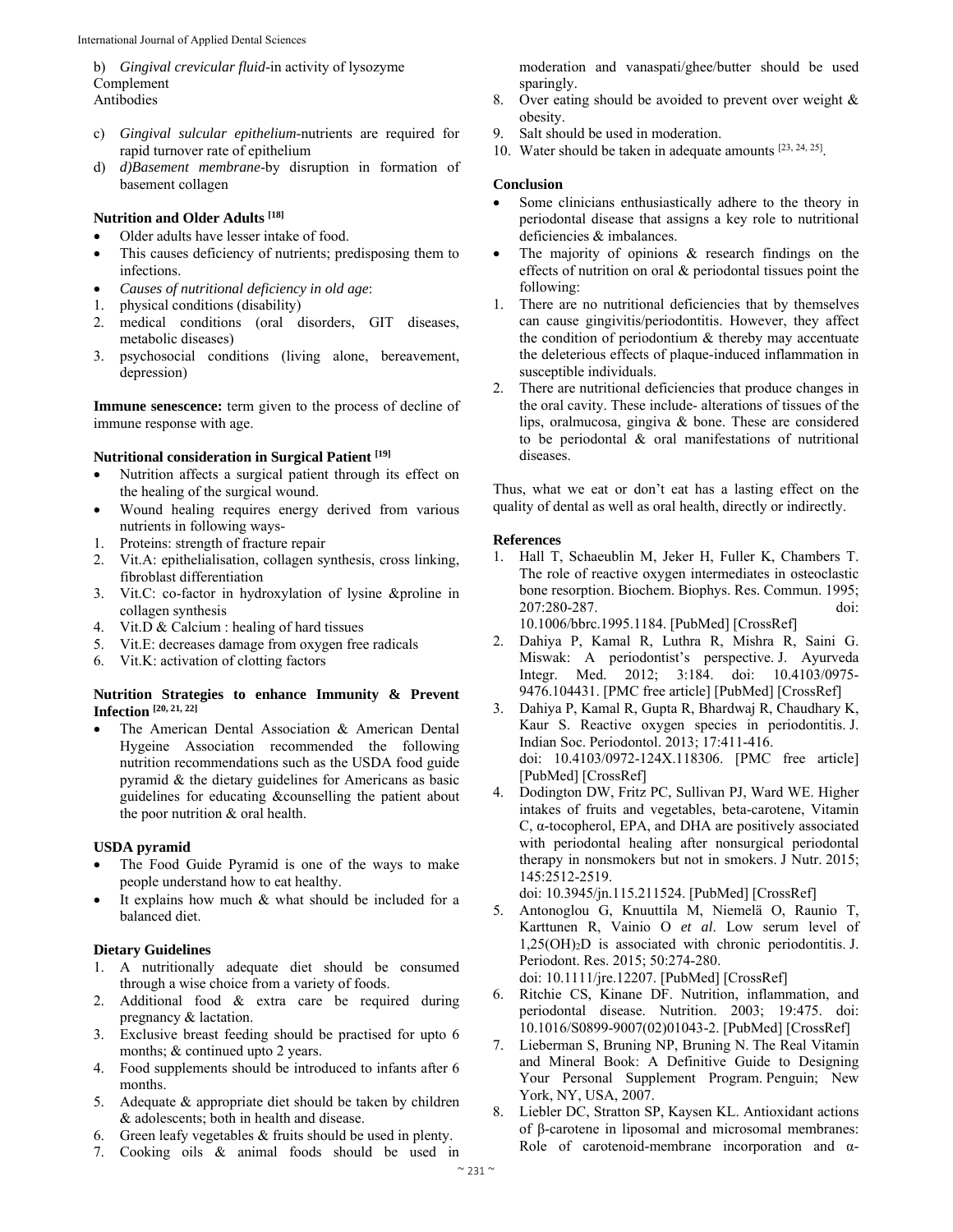b) *Gingival crevicular fluid*-in activity of lysozyme
Complement
Antibodies

c) *Gingival sulcular epithelium*-nutrients are required for rapid turnover rate of epithelium
d) *d)Basement membrane*-by disruption in formation of basement collagen

### Nutrition and Older Adults [18]

- Older adults have lesser intake of food.
- This causes deficiency of nutrients; predisposing them to infections.
- *Causes of nutritional deficiency in old age*:

1. physical conditions (disability)
2. medical conditions (oral disorders, GIT diseases, metabolic diseases)
3. psychosocial conditions (living alone, bereavement, depression)

**Immune senescence:** term given to the process of decline of immune response with age.

### Nutritional consideration in Surgical Patient [19]

- Nutrition affects a surgical patient through its effect on the healing of the surgical wound.
- Wound healing requires energy derived from various nutrients in following ways-

1. Proteins: strength of fracture repair
2. Vit.A: epithelialisation, collagen synthesis, cross linking, fibroblast differentiation
3. Vit.C: co-factor in hydroxylation of lysine &proline in collagen synthesis
4. Vit.D & Calcium : healing of hard tissues
5. Vit.E: decreases damage from oxygen free radicals
6. Vit.K: activation of clotting factors

### Nutrition Strategies to enhance Immunity & Prevent Infection [20, 21, 22]

- The American Dental Association & American Dental Hygeine Association recommended the following nutrition recommendations such as the USDA food guide pyramid & the dietary guidelines for Americans as basic guidelines for educating &counselling the patient about the poor nutrition & oral health.

### USDA pyramid

- The Food Guide Pyramid is one of the ways to make people understand how to eat healthy.
- It explains how much & what should be included for a balanced diet.

### Dietary Guidelines

1. A nutritionally adequate diet should be consumed through a wise choice from a variety of foods.
2. Additional food & extra care be required during pregnancy & lactation.
3. Exclusive breast feeding should be practised for upto 6 months; & continued upto 2 years.
4. Food supplements should be introduced to infants after 6 months.
5. Adequate & appropriate diet should be taken by children & adolescents; both in health and disease.
6. Green leafy vegetables & fruits should be used in plenty.
7. Cooking oils & animal foods should be used in moderation and vanaspati/ghee/butter should be used sparingly.
8. Over eating should be avoided to prevent over weight & obesity.
9. Salt should be used in moderation.
10. Water should be taken in adequate amounts [23, 24, 25].

### Conclusion

- Some clinicians enthusiastically adhere to the theory in periodontal disease that assigns a key role to nutritional deficiencies & imbalances.
- The majority of opinions & research findings on the effects of nutrition on oral & periodontal tissues point the following:

1. There are no nutritional deficiencies that by themselves can cause gingivitis/periodontitis. However, they affect the condition of periodontium & thereby may accentuate the deleterious effects of plaque-induced inflammation in susceptible individuals.
2. There are nutritional deficiencies that produce changes in the oral cavity. These include- alterations of tissues of the lips, oralmucosa, gingiva & bone. These are considered to be periodontal & oral manifestations of nutritional diseases.

Thus, what we eat or don't eat has a lasting effect on the quality of dental as well as oral health, directly or indirectly.

### References

1. Hall T, Schaeublin M, Jeker H, Fuller K, Chambers T. The role of reactive oxygen intermediates in osteoclastic bone resorption. Biochem. Biophys. Res. Commun. 1995; 207:280-287. doi: 10.1006/bbrc.1995.1184. [PubMed] [CrossRef]
2. Dahiya P, Kamal R, Luthra R, Mishra R, Saini G. Miswak: A periodontist's perspective. J. Ayurveda Integr. Med. 2012; 3:184. doi: 10.4103/0975-9476.104431. [PMC free article] [PubMed] [CrossRef]
3. Dahiya P, Kamal R, Gupta R, Bhardwaj R, Chaudhary K, Kaur S. Reactive oxygen species in periodontitis. J. Indian Soc. Periodontol. 2013; 17:411-416. doi: 10.4103/0972-124X.118306. [PMC free article] [PubMed] [CrossRef]
4. Dodington DW, Fritz PC, Sullivan PJ, Ward WE. Higher intakes of fruits and vegetables, beta-carotene, Vitamin C, α-tocopherol, EPA, and DHA are positively associated with periodontal healing after nonsurgical periodontal therapy in nonsmokers but not in smokers. J Nutr. 2015; 145:2512-2519. doi: 10.3945/jn.115.211524. [PubMed] [CrossRef]
5. Antonoglou G, Knuuttila M, Niemelä O, Raunio T, Karttunen R, Vainio O *et al*. Low serum level of $1,25(OH)_2D$ is associated with chronic periodontitis. J. Periodont. Res. 2015; 50:274-280. doi: 10.1111/jre.12207. [PubMed] [CrossRef]
6. Ritchie CS, Kinane DF. Nutrition, inflammation, and periodontal disease. Nutrition. 2003; 19:475. doi: 10.1016/S0899-9007(02)01043-2. [PubMed] [CrossRef]
7. Lieberman S, Bruning NP, Bruning N. The Real Vitamin and Mineral Book: A Definitive Guide to Designing Your Personal Supplement Program. Penguin; New York, NY, USA, 2007.
8. Liebler DC, Stratton SP, Kaysen KL. Antioxidant actions of β-carotene in liposomal and microsomal membranes: Role of carotenoid-membrane incorporation and α-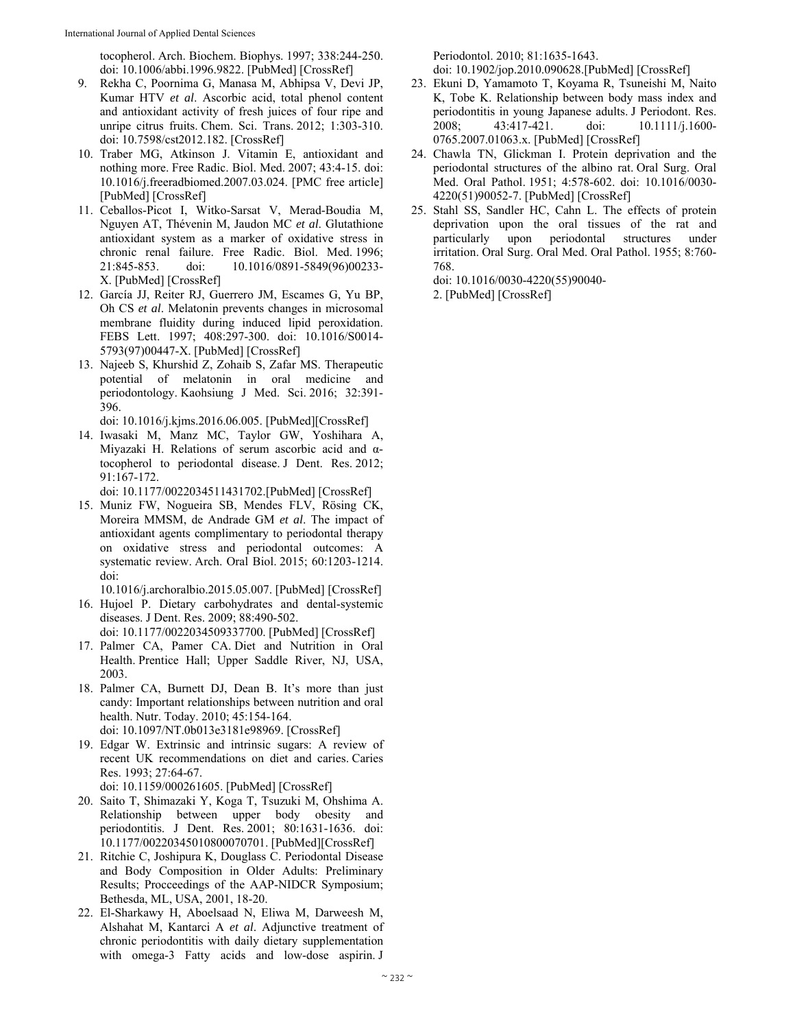tocopherol. Arch. Biochem. Biophys. 1997; 338:244-250. doi: 10.1006/abbi.1996.9822. [PubMed] [CrossRef]

9. Rekha C, Poornima G, Manasa M, Abhipsa V, Devi JP, Kumar HTV *et al*. Ascorbic acid, total phenol content and antioxidant activity of fresh juices of four ripe and unripe citrus fruits. Chem. Sci. Trans. 2012; 1:303-310. doi: 10.7598/cst2012.182. [CrossRef]
10. Traber MG, Atkinson J. Vitamin E, antioxidant and nothing more. Free Radic. Biol. Med. 2007; 43:4-15. doi: 10.1016/j.freeradbiomed.2007.03.024. [PMC free article] [PubMed] [CrossRef]
11. Ceballos-Picot I, Witko-Sarsat V, Merad-Boudia M, Nguyen AT, Thévenin M, Jaudon MC *et al*. Glutathione antioxidant system as a marker of oxidative stress in chronic renal failure. Free Radic. Biol. Med. 1996; 21:845-853. doi: 10.1016/0891-5849(96)00233-X. [PubMed] [CrossRef]
12. García JJ, Reiter RJ, Guerrero JM, Escames G, Yu BP, Oh CS *et al*. Melatonin prevents changes in microsomal membrane fluidity during induced lipid peroxidation. FEBS Lett. 1997; 408:297-300. doi: 10.1016/S0014-5793(97)00447-X. [PubMed] [CrossRef]
13. Najeeb S, Khurshid Z, Zohaib S, Zafar MS. Therapeutic potential of melatonin in oral medicine and periodontology. Kaohsiung J Med. Sci. 2016; 32:391-396. doi: 10.1016/j.kjms.2016.06.005. [PubMed][CrossRef]
14. Iwasaki M, Manz MC, Taylor GW, Yoshihara A, Miyazaki H. Relations of serum ascorbic acid and α-tocopherol to periodontal disease. J Dent. Res. 2012; 91:167-172. doi: 10.1177/0022034511431702.[PubMed] [CrossRef]
15. Muniz FW, Nogueira SB, Mendes FLV, Rösing CK, Moreira MMSM, de Andrade GM *et al*. The impact of antioxidant agents complimentary to periodontal therapy on oxidative stress and periodontal outcomes: A systematic review. Arch. Oral Biol. 2015; 60:1203-1214. doi: 10.1016/j.archoralbio.2015.05.007. [PubMed] [CrossRef]
16. Hujoel P. Dietary carbohydrates and dental-systemic diseases. J Dent. Res. 2009; 88:490-502. doi: 10.1177/0022034509337700. [PubMed] [CrossRef]
17. Palmer CA, Pamer CA. Diet and Nutrition in Oral Health. Prentice Hall; Upper Saddle River, NJ, USA, 2003.
18. Palmer CA, Burnett DJ, Dean B. It's more than just candy: Important relationships between nutrition and oral health. Nutr. Today. 2010; 45:154-164. doi: 10.1097/NT.0b013e3181e98969. [CrossRef]
19. Edgar W. Extrinsic and intrinsic sugars: A review of recent UK recommendations on diet and caries. Caries Res. 1993; 27:64-67. doi: 10.1159/000261605. [PubMed] [CrossRef]
20. Saito T, Shimazaki Y, Koga T, Tsuzuki M, Ohshima A. Relationship between upper body obesity and periodontitis. J Dent. Res. 2001; 80:1631-1636. doi: 10.1177/00220345010800070701. [PubMed][CrossRef]
21. Ritchie C, Joshipura K, Douglass C. Periodontal Disease and Body Composition in Older Adults: Preliminary Results; Procceedings of the AAP-NIDCR Symposium; Bethesda, ML, USA, 2001, 18-20.
22. El-Sharkawy H, Aboelsaad N, Eliwa M, Darweesh M, Alshahat M, Kantarci A *et al*. Adjunctive treatment of chronic periodontitis with daily dietary supplementation with omega-3 Fatty acids and low-dose aspirin. J Periodontol. 2010; 81:1635-1643. doi: 10.1902/jop.2010.090628.[PubMed] [CrossRef]
23. Ekuni D, Yamamoto T, Koyama R, Tsuneishi M, Naito K, Tobe K. Relationship between body mass index and periodontitis in young Japanese adults. J Periodont. Res. 2008; 43:417-421. doi: 10.1111/j.1600-0765.2007.01063.x. [PubMed] [CrossRef]
24. Chawla TN, Glickman I. Protein deprivation and the periodontal structures of the albino rat. Oral Surg. Oral Med. Oral Pathol. 1951; 4:578-602. doi: 10.1016/0030-4220(51)90052-7. [PubMed] [CrossRef]
25. Stahl SS, Sandler HC, Cahn L. The effects of protein deprivation upon the oral tissues of the rat and particularly upon periodontal structures under irritation. Oral Surg. Oral Med. Oral Pathol. 1955; 8:760-768. doi: 10.1016/0030-4220(55)90040-2. [PubMed] [CrossRef]